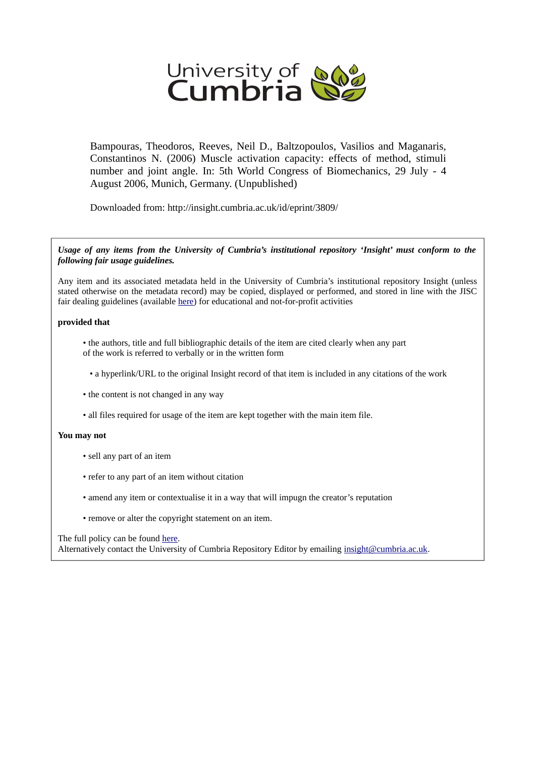University of Cumbria

Bampouras, Theodoros, Reeves, Neil D., Baltzopoulos, Vasilios and Maganaris, Constantinos N. (2006) Muscle activation capacity: effects of method, stimuli number and joint angle. In: 5th World Congress of Biomechanics, 29 July - 4 August 2006, Munich, Germany. (Unpublished)

Downloaded from: http://insight.cumbria.ac.uk/id/eprint/3809/

***Usage of any items from the University of Cumbria's institutional repository 'Insight' must conform to the following fair usage guidelines.***

Any item and its associated metadata held in the University of Cumbria's institutional repository Insight (unless stated otherwise on the metadata record) may be copied, displayed or performed, and stored in line with the JISC fair dealing guidelines (available here) for educational and not-for-profit activities

**provided that**

- the authors, title and full bibliographic details of the item are cited clearly when any part of the work is referred to verbally or in the written form
- a hyperlink/URL to the original Insight record of that item is included in any citations of the work
- the content is not changed in any way
- all files required for usage of the item are kept together with the main item file.

**You may not**

- sell any part of an item
- refer to any part of an item without citation
- amend any item or contextualise it in a way that will impugn the creator's reputation
- remove or alter the copyright statement on an item.

The full policy can be found here.
Alternatively contact the University of Cumbria Repository Editor by emailing insight@cumbria.ac.uk.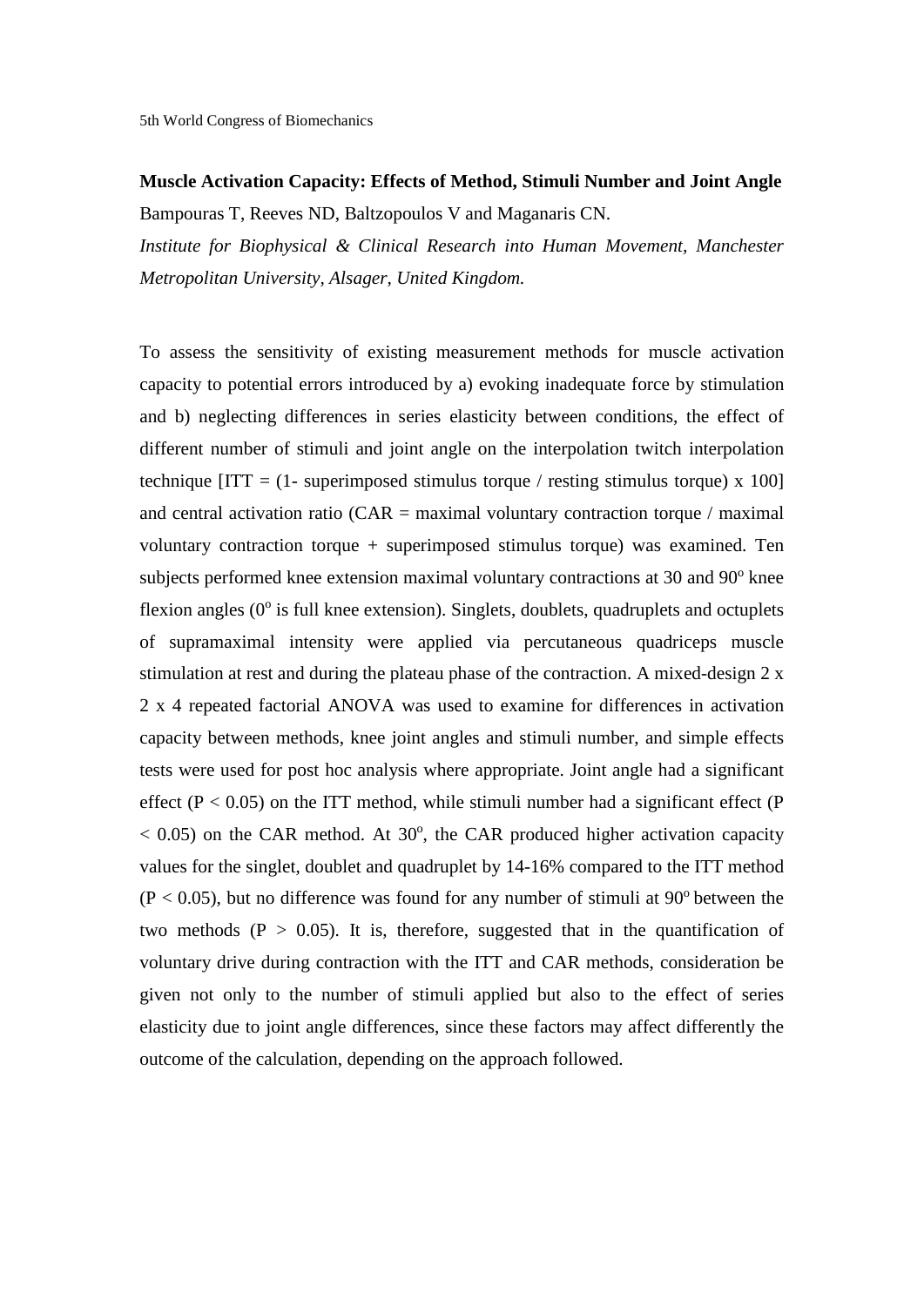5th World Congress of Biomechanics

**Muscle Activation Capacity: Effects of Method, Stimuli Number and Joint Angle**

Bampouras T, Reeves ND, Baltzopoulos V and Maganaris CN.

*Institute for Biophysical & Clinical Research into Human Movement, Manchester Metropolitan University, Alsager, United Kingdom.*

To assess the sensitivity of existing measurement methods for muscle activation capacity to potential errors introduced by a) evoking inadequate force by stimulation and b) neglecting differences in series elasticity between conditions, the effect of different number of stimuli and joint angle on the interpolation twitch interpolation technique [ITT = (1- superimposed stimulus torque / resting stimulus torque) x 100] and central activation ratio (CAR = maximal voluntary contraction torque / maximal voluntary contraction torque + superimposed stimulus torque) was examined. Ten subjects performed knee extension maximal voluntary contractions at 30 and $90^o$ knee flexion angles ($0^o$ is full knee extension). Singlets, doublets, quadruplets and octuplets of supramaximal intensity were applied via percutaneous quadriceps muscle stimulation at rest and during the plateau phase of the contraction. A mixed-design 2 x 2 x 4 repeated factorial ANOVA was used to examine for differences in activation capacity between methods, knee joint angles and stimuli number, and simple effects tests were used for post hoc analysis where appropriate. Joint angle had a significant effect ($P < 0.05$) on the ITT method, while stimuli number had a significant effect ($P < 0.05$) on the CAR method. At $30^o$, the CAR produced higher activation capacity values for the singlet, doublet and quadruplet by 14-16% compared to the ITT method ($P < 0.05$), but no difference was found for any number of stimuli at $90^o$ between the two methods ($P > 0.05$). It is, therefore, suggested that in the quantification of voluntary drive during contraction with the ITT and CAR methods, consideration be given not only to the number of stimuli applied but also to the effect of series elasticity due to joint angle differences, since these factors may affect differently the outcome of the calculation, depending on the approach followed.